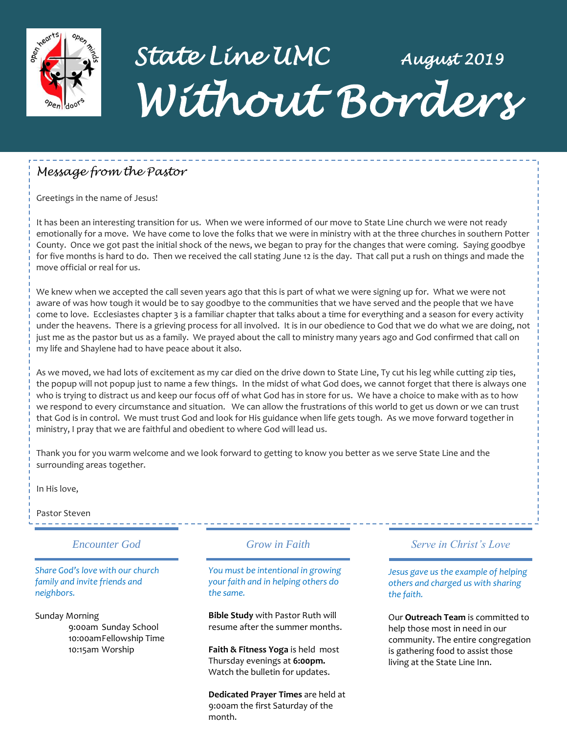# State Line UMC — August 2019

# Without Borders

## Message from the Pastor

Greetings in the name of Jesus!

It has been an interesting transition for us. When we were informed of our move to State Line church we were not ready emotionally for a move. We have come to love the folks that we were in ministry with at the three churches in southern Potter County. Once we got past the initial shock of the news, we began to pray for the changes that were coming. Saying goodbye for five months is hard to do. Then we received the call stating June 12 is the day. That call put a rush on things and made the move official or real for us.

We knew when we accepted the call seven years ago that this is part of what we were signing up for. What we were not aware of was how tough it would be to say goodbye to the communities that we have served and the people that we have come to love. Ecclesiastes chapter 3 is a familiar chapter that talks about a time for everything and a season for every activity under the heavens. There is a grieving process for all involved. It is in our obedience to God that we do what we are doing, not just me as the pastor but us as a family. We prayed about the call to ministry many years ago and God confirmed that call on my life and Shaylene had to have peace about it also.

As we moved, we had lots of excitement as my car died on the drive down to State Line, Ty cut his leg while cutting zip ties, the popup will not popup just to name a few things. In the midst of what God does, we cannot forget that there is always one who is trying to distract us and keep our focus off of what God has in store for us. We have a choice to make with as to how we respond to every circumstance and situation. We can allow the frustrations of this world to get us down or we can trust that God is in control. We must trust God and look for His guidance when life gets tough. As we move forward together in ministry, I pray that we are faithful and obedient to where God will lead us.

Thank you for you warm welcome and we look forward to getting to know you better as we serve State Line and the surrounding areas together.

In His love,

Pastor Steven

### Encounter God

*Share God's love with our church family and invite friends and neighbors.*

Sunday Morning
- 9:00am Sunday School
- 10:00am Fellowship Time
- 10:15am Worship

### Grow in Faith

*You must be intentional in growing your faith and in helping others do the same.*

**Bible Study** with Pastor Ruth will resume after the summer months.

**Faith & Fitness Yoga** is held most Thursday evenings at **6:00pm.** Watch the bulletin for updates.

**Dedicated Prayer Times** are held at 9:00am the first Saturday of the month.

### Serve in Christ's Love

*Jesus gave us the example of helping others and charged us with sharing the faith.*

Our **Outreach Team** is committed to help those most in need in our community. The entire congregation is gathering food to assist those living at the State Line Inn.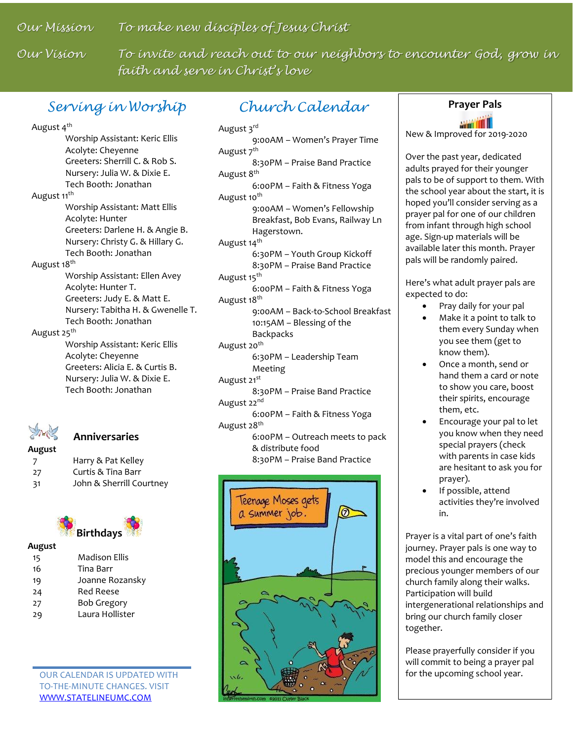*Our Mission* *To make new disciples of Jesus Christ*

*Our Vision* *To invite and reach out to our neighbors to encounter God, grow in faith and serve in Christ's love*

## Serving in Worship

August 4th
- Worship Assistant: Keric Ellis
- Acolyte: Cheyenne
- Greeters: Sherrill C. & Rob S.
- Nursery: Julia W. & Dixie E.
- Tech Booth: Jonathan

August 11th
- Worship Assistant: Matt Ellis
- Acolyte: Hunter
- Greeters: Darlene H. & Angie B.
- Nursery: Christy G. & Hillary G.
- Tech Booth: Jonathan

August 18th
- Worship Assistant: Ellen Avey
- Acolyte: Hunter T.
- Greeters: Judy E. & Matt E.
- Nursery: Tabitha H. & Gwenelle T.
- Tech Booth: Jonathan

August 25th
- Worship Assistant: Keric Ellis
- Acolyte: Cheyenne
- Greeters: Alicia E. & Curtis B.
- Nursery: Julia W. & Dixie E.
- Tech Booth: Jonathan

### Anniversaries

**August**

| | |
|---|---|
| 7 | Harry & Pat Kelley |
| 27 | Curtis & Tina Barr |
| 31 | John & Sherrill Courtney |

### Birthdays

**August**

| | |
|---|---|
| 15 | Madison Ellis |
| 16 | Tina Barr |
| 19 | Joanne Rozansky |
| 24 | Red Reese |
| 27 | Bob Gregory |
| 29 | Laura Hollister |

OUR CALENDAR IS UPDATED WITH TO-THE-MINUTE CHANGES. VISIT [WWW.STATELINEUMC.COM](http://WWW.STATELINEUMC.COM)

## Church Calendar

August 3rd
- 9:00AM – Women's Prayer Time

August 7th
- 8:30PM – Praise Band Practice

August 8th
- 6:00PM – Faith & Fitness Yoga

August 10th
- 9:00AM – Women's Fellowship Breakfast, Bob Evans, Railway Ln Hagerstown.

August 14th
- 6:30PM – Youth Group Kickoff
- 8:30PM – Praise Band Practice

August 15th
- 6:00PM – Faith & Fitness Yoga

August 18th
- 9:00AM – Back-to-School Breakfast
- 10:15AM – Blessing of the Backpacks

August 20th
- 6:30PM – Leadership Team Meeting

August 21st
- 8:30PM – Praise Band Practice

August 22nd
- 6:00PM – Faith & Fitness Yoga

August 28th
- 6:00PM – Outreach meets to pack & distribute food
- 8:30PM – Praise Band Practice

### Prayer Pals

New & Improved for 2019-2020

Over the past year, dedicated adults prayed for their younger pals to be of support to them. With the school year about the start, it is hoped you'll consider serving as a prayer pal for one of our children from infant through high school age. Sign-up materials will be available later this month. Prayer pals will be randomly paired.

Here's what adult prayer pals are expected to do:

- Pray daily for your pal
- Make it a point to talk to them every Sunday when you see them (get to know them).
- Once a month, send or hand them a card or note to show you care, boost their spirits, encourage them, etc.
- Encourage your pal to let you know when they need special prayers (check with parents in case kids are hesitant to ask you for prayer).
- If possible, attend activities they're involved in.

Prayer is a vital part of one's faith journey. Prayer pals is one way to model this and encourage the precious younger members of our church family along their walks. Participation will build intergenerational relationships and bring our church family closer together.

Please prayerfully consider if you will commit to being a prayer pal for the upcoming school year.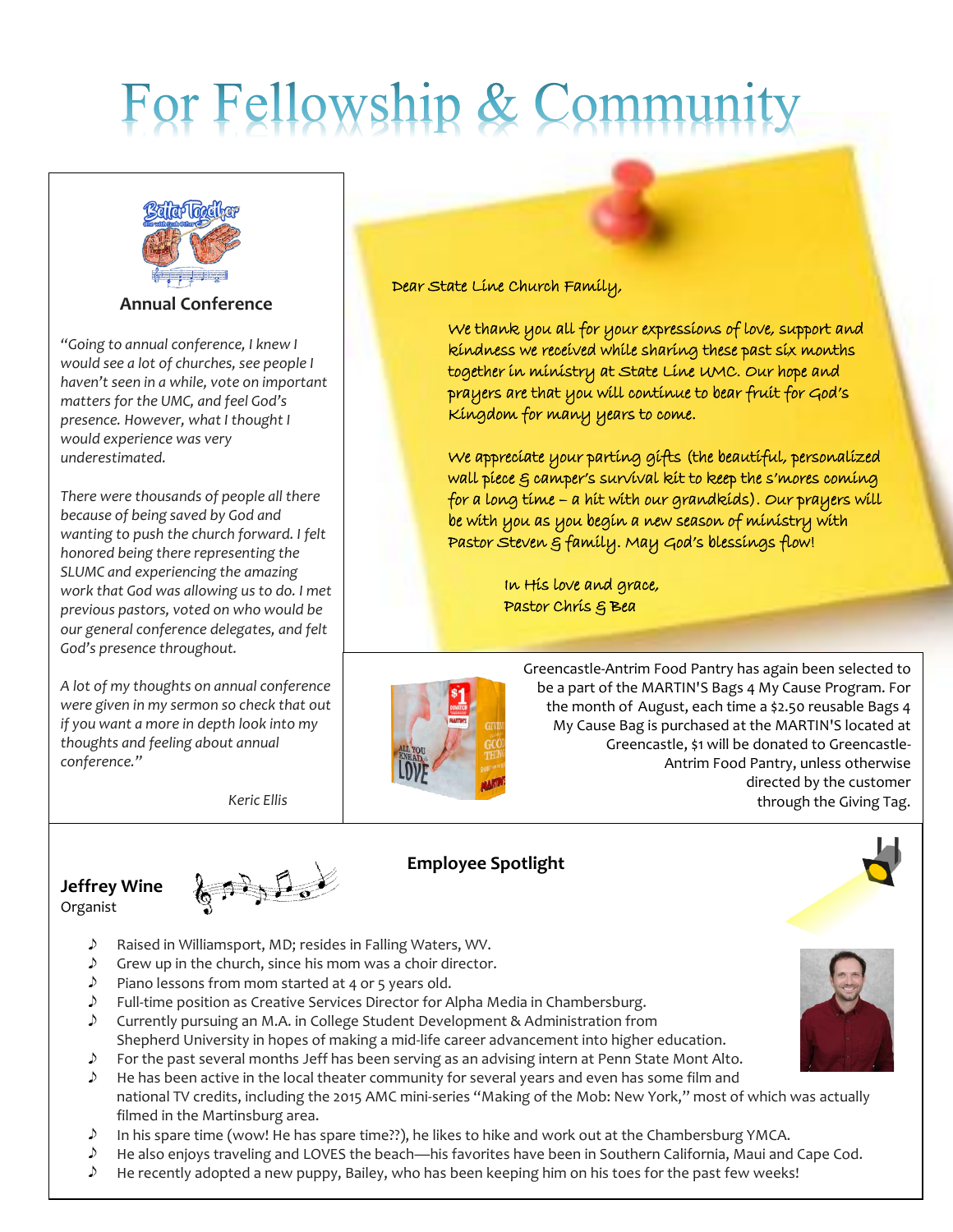# For Fellowship & Community

### Annual Conference

*"Going to annual conference, I knew I would see a lot of churches, see people I haven't seen in a while, vote on important matters for the UMC, and feel God's presence. However, what I thought I would experience was very underestimated.*

*There were thousands of people all there because of being saved by God and wanting to push the church forward. I felt honored being there representing the SLUMC and experiencing the amazing work that God was allowing us to do. I met previous pastors, voted on who would be our general conference delegates, and felt God's presence throughout.*

*A lot of my thoughts on annual conference were given in my sermon so check that out if you want a more in depth look into my thoughts and feeling about annual conference."*

*Keric Ellis*

Dear State Line Church Family,

We thank you all for your expressions of love, support and kindness we received while sharing these past six months together in ministry at State Line UMC. Our hope and prayers are that you will continue to bear fruit for God's Kingdom for many years to come.

We appreciate your parting gifts (the beautiful, personalized wall piece & camper's survival kit to keep the s'mores coming for a long time – a hit with our grandkids). Our prayers will be with you as you begin a new season of ministry with Pastor Steven & family. May God's blessings flow!

In His love and grace,
Pastor Chris & Bea

Greencastle-Antrim Food Pantry has again been selected to be a part of the MARTIN'S Bags 4 My Cause Program. For the month of August, each time a $2.50 reusable Bags 4 My Cause Bag is purchased at the MARTIN'S located at Greencastle, $1 will be donated to Greencastle-Antrim Food Pantry, unless otherwise directed by the customer through the Giving Tag.

### Employee Spotlight

**Jeffrey Wine**
Organist

- Raised in Williamsport, MD; resides in Falling Waters, WV.
- Grew up in the church, since his mom was a choir director.
- Piano lessons from mom started at 4 or 5 years old.
- Full-time position as Creative Services Director for Alpha Media in Chambersburg.
- Currently pursuing an M.A. in College Student Development & Administration from Shepherd University in hopes of making a mid-life career advancement into higher education.
- For the past several months Jeff has been serving as an advising intern at Penn State Mont Alto.
- He has been active in the local theater community for several years and even has some film and national TV credits, including the 2015 AMC mini-series "Making of the Mob: New York," most of which was actually filmed in the Martinsburg area.
- In his spare time (wow! He has spare time??), he likes to hike and work out at the Chambersburg YMCA.
- He also enjoys traveling and LOVES the beach—his favorites have been in Southern California, Maui and Cape Cod.
- He recently adopted a new puppy, Bailey, who has been keeping him on his toes for the past few weeks!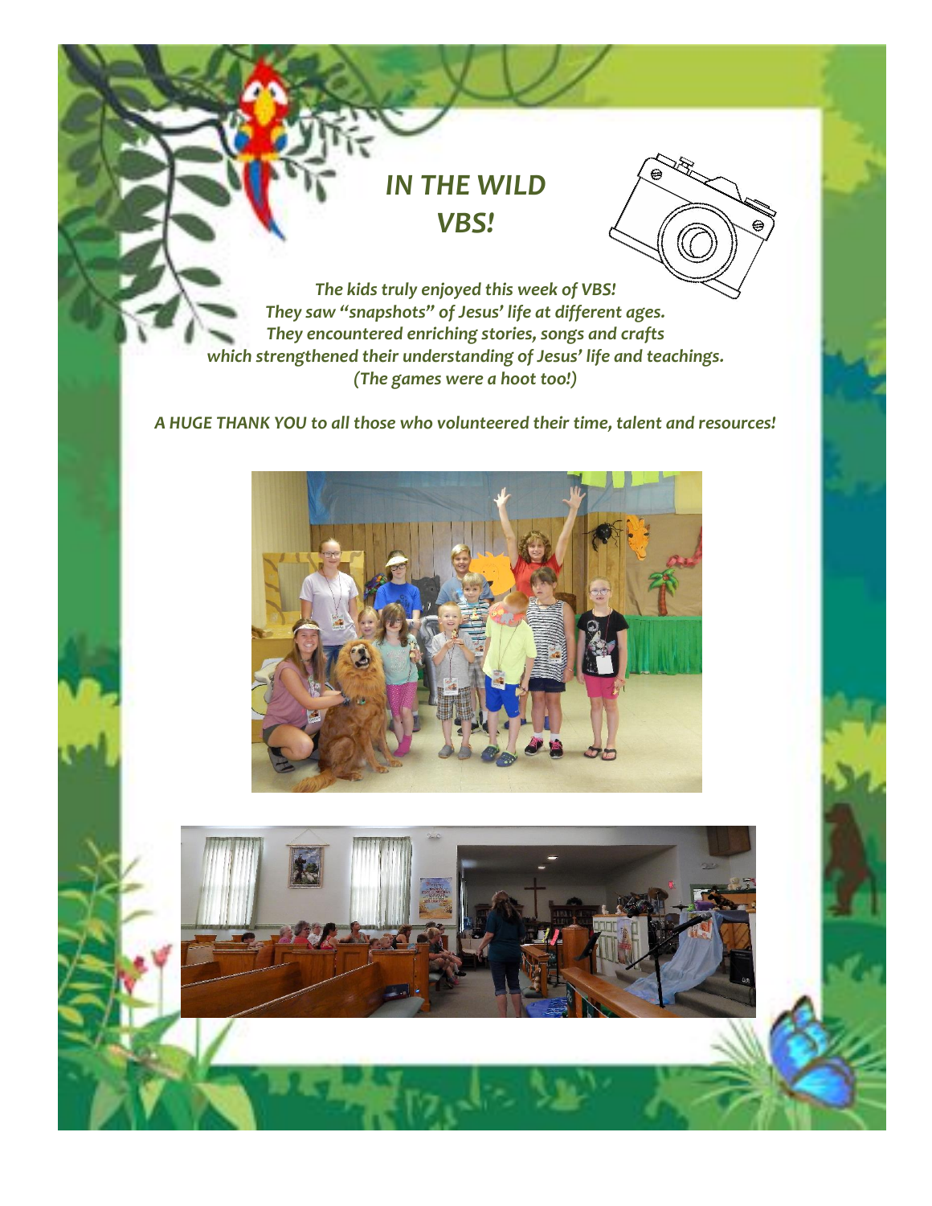# *IN THE WILD VBS!*

*The kids truly enjoyed this week of VBS!*
*They saw "snapshots" of Jesus' life at different ages.*
*They encountered enriching stories, songs and crafts*
*which strengthened their understanding of Jesus' life and teachings.*
*(The games were a hoot too!)*

***A HUGE THANK YOU to all those who volunteered their time, talent and resources!***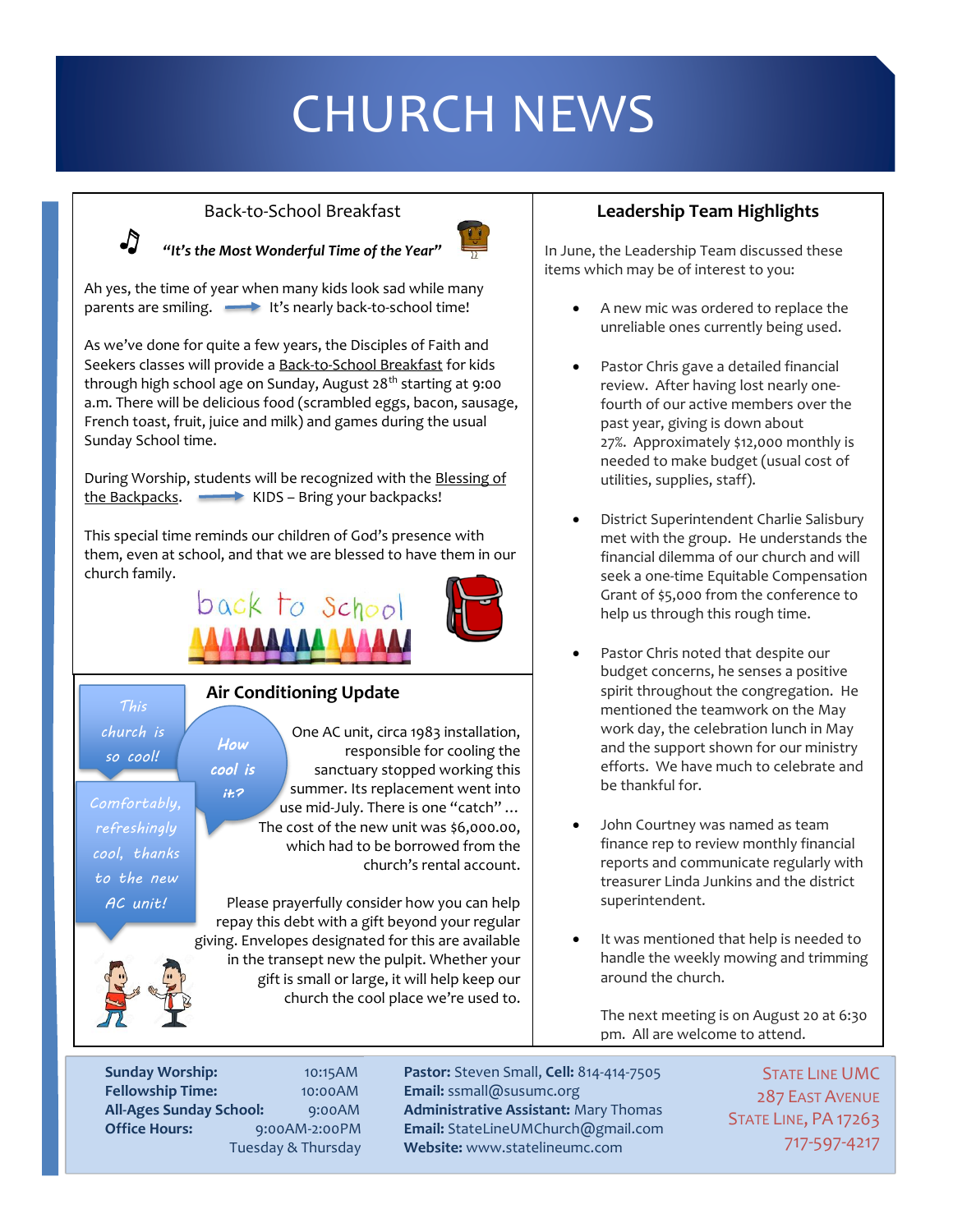# CHURCH NEWS

## Back-to-School Breakfast

***"It's the Most Wonderful Time of the Year"***

Ah yes, the time of year when many kids look sad while many parents are smiling. → It's nearly back-to-school time!

As we've done for quite a few years, the Disciples of Faith and Seekers classes will provide a Back-to-School Breakfast for kids through high school age on Sunday, August 28th starting at 9:00 a.m. There will be delicious food (scrambled eggs, bacon, sausage, French toast, fruit, juice and milk) and games during the usual Sunday School time.

During Worship, students will be recognized with the Blessing of the Backpacks. → KIDS – Bring your backpacks!

This special time reminds our children of God's presence with them, even at school, and that we are blessed to have them in our church family.

back to School

## Air Conditioning Update

This church is so cool!

How cool is it?

Comfortably, refreshingly cool, thanks to the new AC unit!

One AC unit, circa 1983 installation, responsible for cooling the sanctuary stopped working this summer. Its replacement went into use mid-July. There is one "catch" … The cost of the new unit was $6,000.00, which had to be borrowed from the church's rental account.

Please prayerfully consider how you can help repay this debt with a gift beyond your regular giving. Envelopes designated for this are available in the transept new the pulpit. Whether your gift is small or large, it will help keep our church the cool place we're used to.

## Leadership Team Highlights

In June, the Leadership Team discussed these items which may be of interest to you:

- A new mic was ordered to replace the unreliable ones currently being used.
- Pastor Chris gave a detailed financial review. After having lost nearly one-fourth of our active members over the past year, giving is down about 27%. Approximately $12,000 monthly is needed to make budget (usual cost of utilities, supplies, staff).
- District Superintendent Charlie Salisbury met with the group. He understands the financial dilemma of our church and will seek a one-time Equitable Compensation Grant of $5,000 from the conference to help us through this rough time.
- Pastor Chris noted that despite our budget concerns, he senses a positive spirit throughout the congregation. He mentioned the teamwork on the May work day, the celebration lunch in May and the support shown for our ministry efforts. We have much to celebrate and be thankful for.
- John Courtney was named as team finance rep to review monthly financial reports and communicate regularly with treasurer Linda Junkins and the district superintendent.
- It was mentioned that help is needed to handle the weekly mowing and trimming around the church.

The next meeting is on August 20 at 6:30 pm. All are welcome to attend.

---

**Sunday Worship:** 10:15AM
**Fellowship Time:** 10:00AM
**All-Ages Sunday School:** 9:00AM
**Office Hours:** 9:00AM-2:00PM Tuesday & Thursday

**Pastor:** Steven Small, **Cell:** 814-414-7505
**Email:** ssmall@susumc.org
**Administrative Assistant:** Mary Thomas
**Email:** StateLineUMChurch@gmail.com
**Website:** www.statelineumc.com

STATE LINE UMC
287 EAST AVENUE
STATE LINE, PA 17263
717-597-4217